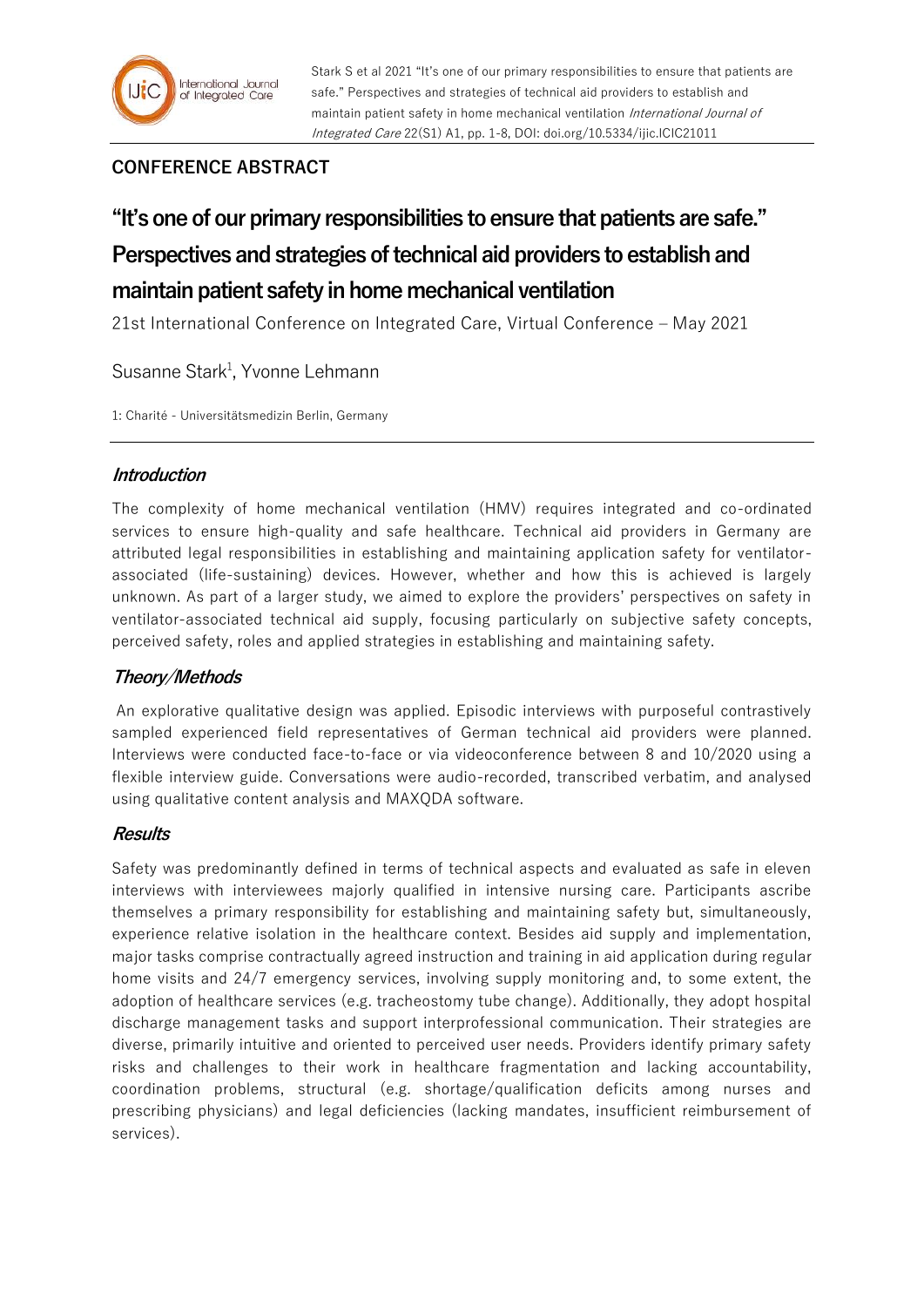**CONFERENCE ABSTRACT**

# "It's one of our primary responsibilities to ensure that patients are safe." Perspectives and strategies of technical aid providers to establish and maintain patient safety in home mechanical ventilation

21st International Conference on Integrated Care, Virtual Conference – May 2021

Susanne Stark[1], Yvonne Lehmann

1: Charité - Universitätsmedizin Berlin, Germany

## *Introduction*

The complexity of home mechanical ventilation (HMV) requires integrated and co-ordinated services to ensure high-quality and safe healthcare. Technical aid providers in Germany are attributed legal responsibilities in establishing and maintaining application safety for ventilator-associated (life-sustaining) devices. However, whether and how this is achieved is largely unknown. As part of a larger study, we aimed to explore the providers' perspectives on safety in ventilator-associated technical aid supply, focusing particularly on subjective safety concepts, perceived safety, roles and applied strategies in establishing and maintaining safety.

## *Theory/Methods*

An explorative qualitative design was applied. Episodic interviews with purposeful contrastively sampled experienced field representatives of German technical aid providers were planned. Interviews were conducted face-to-face or via videoconference between 8 and 10/2020 using a flexible interview guide. Conversations were audio-recorded, transcribed verbatim, and analysed using qualitative content analysis and MAXQDA software.

## *Results*

Safety was predominantly defined in terms of technical aspects and evaluated as safe in eleven interviews with interviewees majorly qualified in intensive nursing care. Participants ascribe themselves a primary responsibility for establishing and maintaining safety but, simultaneously, experience relative isolation in the healthcare context. Besides aid supply and implementation, major tasks comprise contractually agreed instruction and training in aid application during regular home visits and 24/7 emergency services, involving supply monitoring and, to some extent, the adoption of healthcare services (e.g. tracheostomy tube change). Additionally, they adopt hospital discharge management tasks and support interprofessional communication. Their strategies are diverse, primarily intuitive and oriented to perceived user needs. Providers identify primary safety risks and challenges to their work in healthcare fragmentation and lacking accountability, coordination problems, structural (e.g. shortage/qualification deficits among nurses and prescribing physicians) and legal deficiencies (lacking mandates, insufficient reimbursement of services).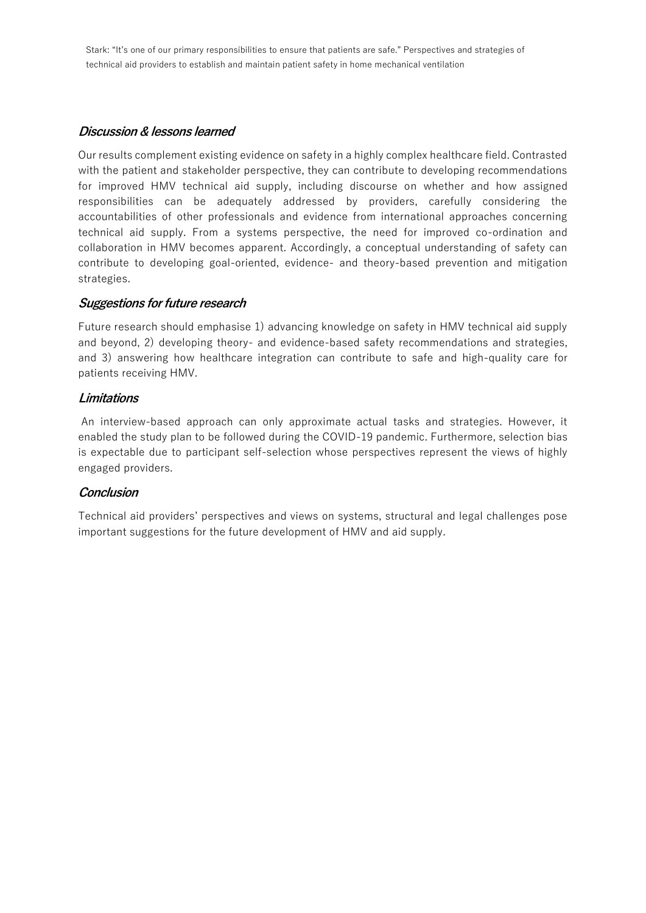## *Discussion & lessons learned*

Our results complement existing evidence on safety in a highly complex healthcare field. Contrasted with the patient and stakeholder perspective, they can contribute to developing recommendations for improved HMV technical aid supply, including discourse on whether and how assigned responsibilities can be adequately addressed by providers, carefully considering the accountabilities of other professionals and evidence from international approaches concerning technical aid supply. From a systems perspective, the need for improved co-ordination and collaboration in HMV becomes apparent. Accordingly, a conceptual understanding of safety can contribute to developing goal-oriented, evidence- and theory-based prevention and mitigation strategies.

## *Suggestions for future research*

Future research should emphasise 1) advancing knowledge on safety in HMV technical aid supply and beyond, 2) developing theory- and evidence-based safety recommendations and strategies, and 3) answering how healthcare integration can contribute to safe and high-quality care for patients receiving HMV.

## *Limitations*

An interview-based approach can only approximate actual tasks and strategies. However, it enabled the study plan to be followed during the COVID-19 pandemic. Furthermore, selection bias is expectable due to participant self-selection whose perspectives represent the views of highly engaged providers.

## *Conclusion*

Technical aid providers' perspectives and views on systems, structural and legal challenges pose important suggestions for the future development of HMV and aid supply.